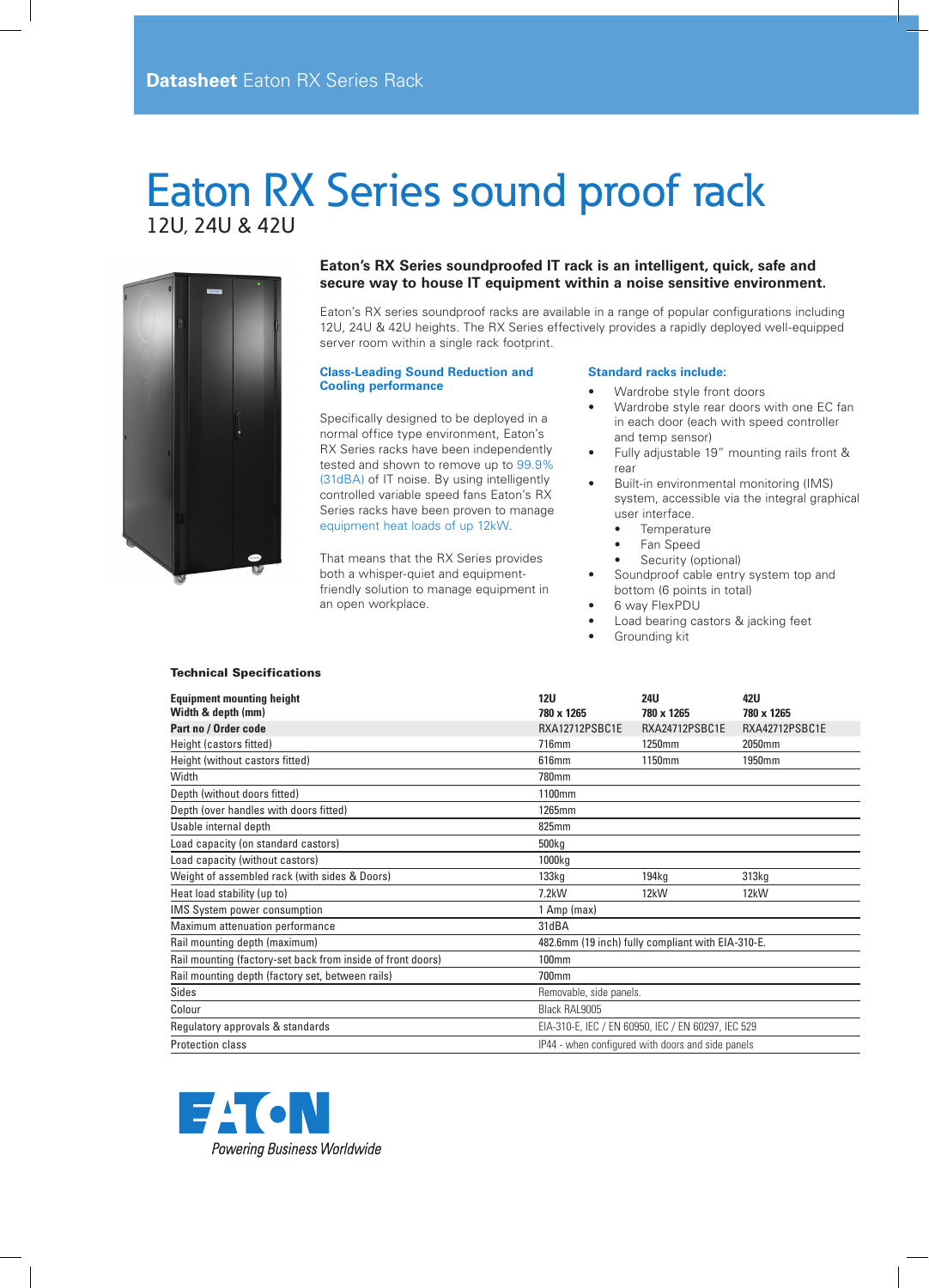**Datasheet** Eaton RX Series Rack

# Eaton RX Series sound proof rack

12U, 24U & 42U

**Eaton's RX Series soundproofed IT rack is an intelligent, quick, safe and secure way to house IT equipment within a noise sensitive environment.**

Eaton's RX series soundproof racks are available in a range of popular configurations including 12U, 24U & 42U heights. The RX Series effectively provides a rapidly deployed well-equipped server room within a single rack footprint.

### Class-Leading Sound Reduction and Cooling performance

Specifically designed to be deployed in a normal office type environment, Eaton's RX Series racks have been independently tested and shown to remove up to 99.9% (31dBA) of IT noise. By using intelligently controlled variable speed fans Eaton's RX Series racks have been proven to manage equipment heat loads of up to 12kW.

That means that the RX Series provides both a whisper-quiet and equipment-friendly solution to manage equipment in an open workplace.

### Standard racks include:

- Wardrobe style front doors
- Wardrobe style rear doors with one EC fan in each door (each with speed controller and temp sensor)
- Fully adjustable 19" mounting rails front & rear
- Built-in environmental monitoring (IMS) system, accessible via the integral graphical user interface.
  - Temperature
  - Fan Speed
  - Security (optional)
- Soundproof cable entry system top and bottom (6 points in total)
- 6 way FlexPDU
- Load bearing castors & jacking feet
- Grounding kit

### Technical Specifications

| **Equipment mounting height**<br>**Width & depth (mm)** | **12U**<br>**780 x 1265** | **24U**<br>**780 x 1265** | **42U**<br>**780 x 1265** |
|---|---|---|---|
| **Part no / Order code** | RXA12712PSBC1E | RXA24712PSBC1E | RXA42712PSBC1E |
| Height (castors fitted) | 716mm | 1250mm | 2050mm |
| Height (without castors fitted) | 616mm | 1150mm | 1950mm |
| Width | 780mm | | |
| Depth (without doors fitted) | 1100mm | | |
| Depth (over handles with doors fitted) | 1265mm | | |
| Usable internal depth | 825mm | | |
| Load capacity (on standard castors) | 500kg | | |
| Load capacity (without castors) | 1000kg | | |
| Weight of assembled rack (with sides & Doors) | 133kg | 194kg | 313kg |
| Heat load stability (up to) | 7.2kW | 12kW | 12kW |
| IMS System power consumption | 1 Amp (max) | | |
| Maximum attenuation performance | 31dBA | | |
| Rail mounting depth (maximum) | 482.6mm (19 inch) fully compliant with EIA-310-E. | | |
| Rail mounting (factory-set back from inside of front doors) | 100mm | | |
| Rail mounting depth (factory set, between rails) | 700mm | | |
| Sides | Removable, side panels. | | |
| Colour | Black RAL9005 | | |
| Regulatory approvals & standards | EIA-310-E, IEC / EN 60950, IEC / EN 60297, IEC 529 | | |
| Protection class | IP44 - when configured with doors and side panels | | |

EATON
*Powering Business Worldwide*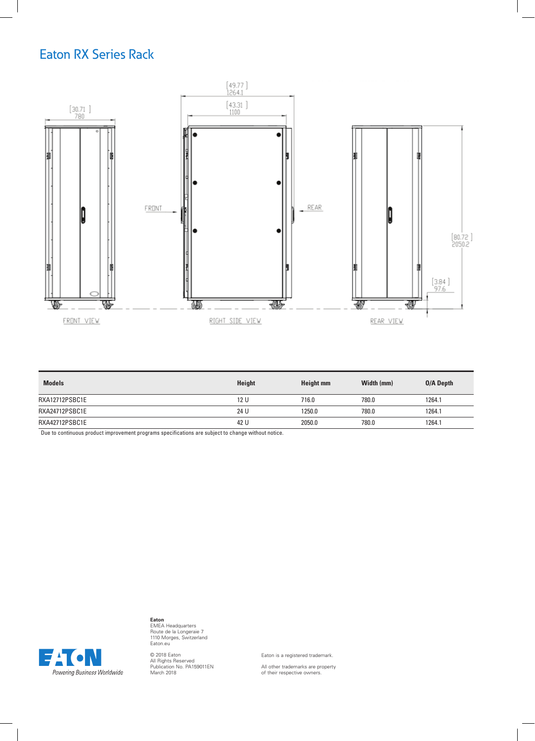# Eaton RX Series Rack

[30.71]
780

[49.77]
1264.1

[43.31]
1100

FRONT

REAR

[80.72]
2050.2

[3.84]
97.6

FRONT VIEW

RIGHT SIDE VIEW

REAR VIEW

| Models | Height | Height mm | Width (mm) | O/A Depth |
|---|---|---|---|---|
| RXA12712PSBC1E | 12 U | 716.0 | 780.0 | 1264.1 |
| RXA24712PSBC1E | 24 U | 1250.0 | 780.0 | 1264.1 |
| RXA42712PSBC1E | 42 U | 2050.0 | 780.0 | 1264.1 |

Due to continuous product improvement programs specifications are subject to change without notice.

**Eaton**
EMEA Headquarters
Route de la Longeraie 7
1110 Morges, Switzerland
Eaton.eu

© 2018 Eaton
All Rights Reserved
Publication No. PA159011EN
March 2018

Eaton is a registered trademark.

All other trademarks are property of their respective owners.

EATON
*Powering Business Worldwide*